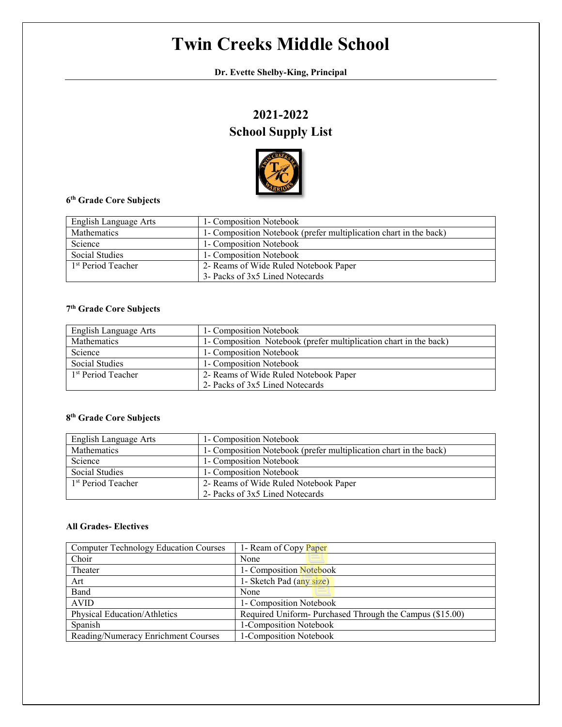# Twin Creeks Middle School

**Dr. Evette Shelby-King, Principal**

## 2021-2022
## School Supply List

**6th Grade Core Subjects**

| | |
|---|---|
| English Language Arts | 1- Composition Notebook |
| Mathematics | 1- Composition Notebook (prefer multiplication chart in the back) |
| Science | 1- Composition Notebook |
| Social Studies | 1- Composition Notebook |
| 1st Period Teacher | 2- Reams of Wide Ruled Notebook Paper<br>3- Packs of 3x5 Lined Notecards |

**7th Grade Core Subjects**

| | |
|---|---|
| English Language Arts | 1- Composition Notebook |
| Mathematics | 1- Composition Notebook (prefer multiplication chart in the back) |
| Science | 1- Composition Notebook |
| Social Studies | 1- Composition Notebook |
| 1st Period Teacher | 2- Reams of Wide Ruled Notebook Paper<br>2- Packs of 3x5 Lined Notecards |

**8th Grade Core Subjects**

| | |
|---|---|
| English Language Arts | 1- Composition Notebook |
| Mathematics | 1- Composition Notebook (prefer multiplication chart in the back) |
| Science | 1- Composition Notebook |
| Social Studies | 1- Composition Notebook |
| 1st Period Teacher | 2- Reams of Wide Ruled Notebook Paper<br>2- Packs of 3x5 Lined Notecards |

**All Grades- Electives**

| | |
|---|---|
| Computer Technology Education Courses | 1- Ream of Copy Paper |
| Choir | None |
| Theater | 1- Composition Notebook |
| Art | 1- Sketch Pad (any size) |
| Band | None |
| AVID | 1- Composition Notebook |
| Physical Education/Athletics | Required Uniform- Purchased Through the Campus ($15.00) |
| Spanish | 1-Composition Notebook |
| Reading/Numeracy Enrichment Courses | 1-Composition Notebook |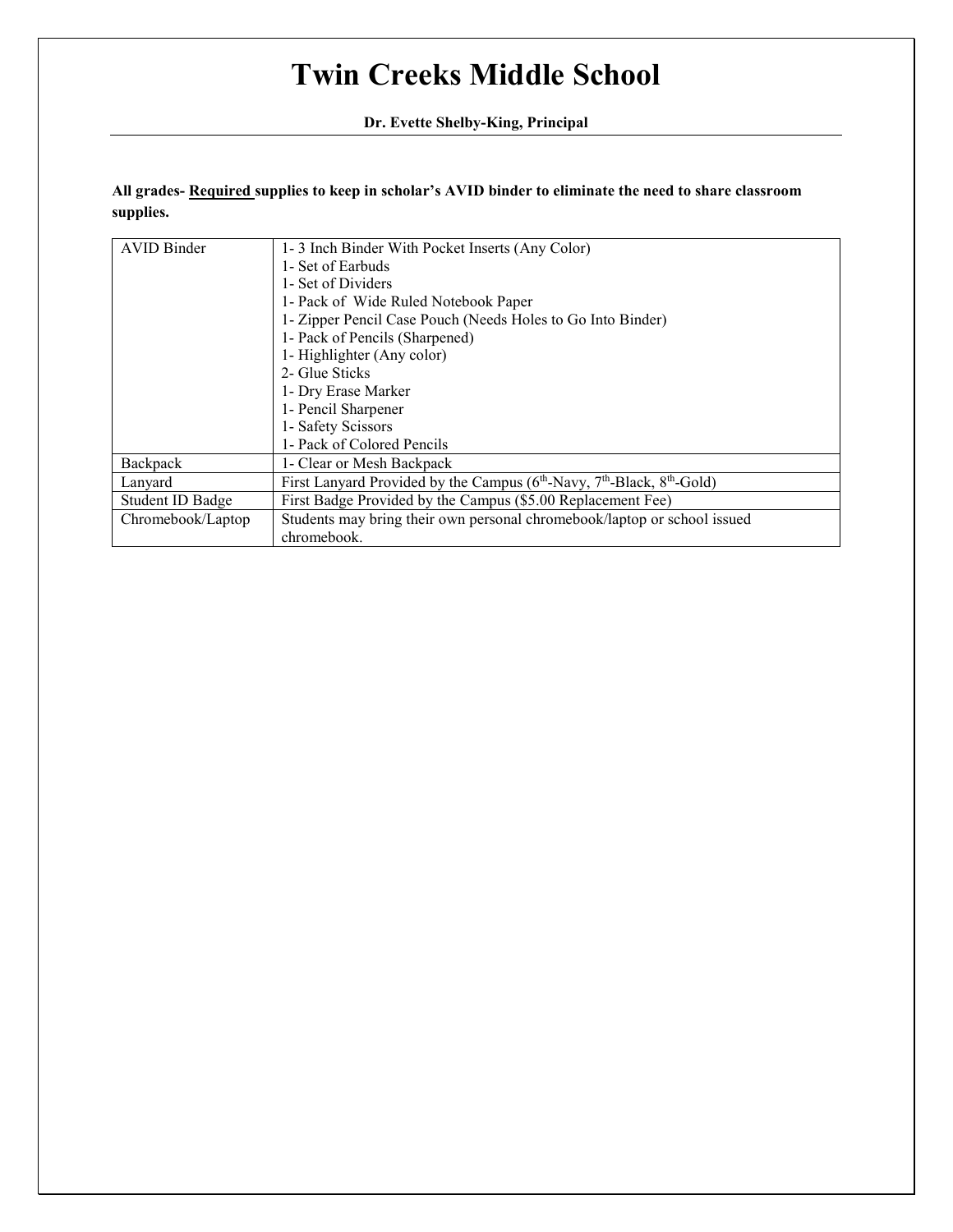# Twin Creeks Middle School

**Dr. Evette Shelby-King, Principal**

**All grades- <u>Required</u> supplies to keep in scholar's AVID binder to eliminate the need to share classroom supplies.**

| | |
|---|---|
| AVID Binder | 1- 3 Inch Binder With Pocket Inserts (Any Color)<br>1- Set of Earbuds<br>1- Set of Dividers<br>1- Pack of Wide Ruled Notebook Paper<br>1- Zipper Pencil Case Pouch (Needs Holes to Go Into Binder)<br>1- Pack of Pencils (Sharpened)<br>1- Highlighter (Any color)<br>2- Glue Sticks<br>1- Dry Erase Marker<br>1- Pencil Sharpener<br>1- Safety Scissors<br>1- Pack of Colored Pencils |
| Backpack | 1- Clear or Mesh Backpack |
| Lanyard | First Lanyard Provided by the Campus ($6^{th}$-Navy, $7^{th}$-Black, $8^{th}$-Gold) |
| Student ID Badge | First Badge Provided by the Campus ($5.00 Replacement Fee) |
| Chromebook/Laptop | Students may bring their own personal chromebook/laptop or school issued chromebook. |